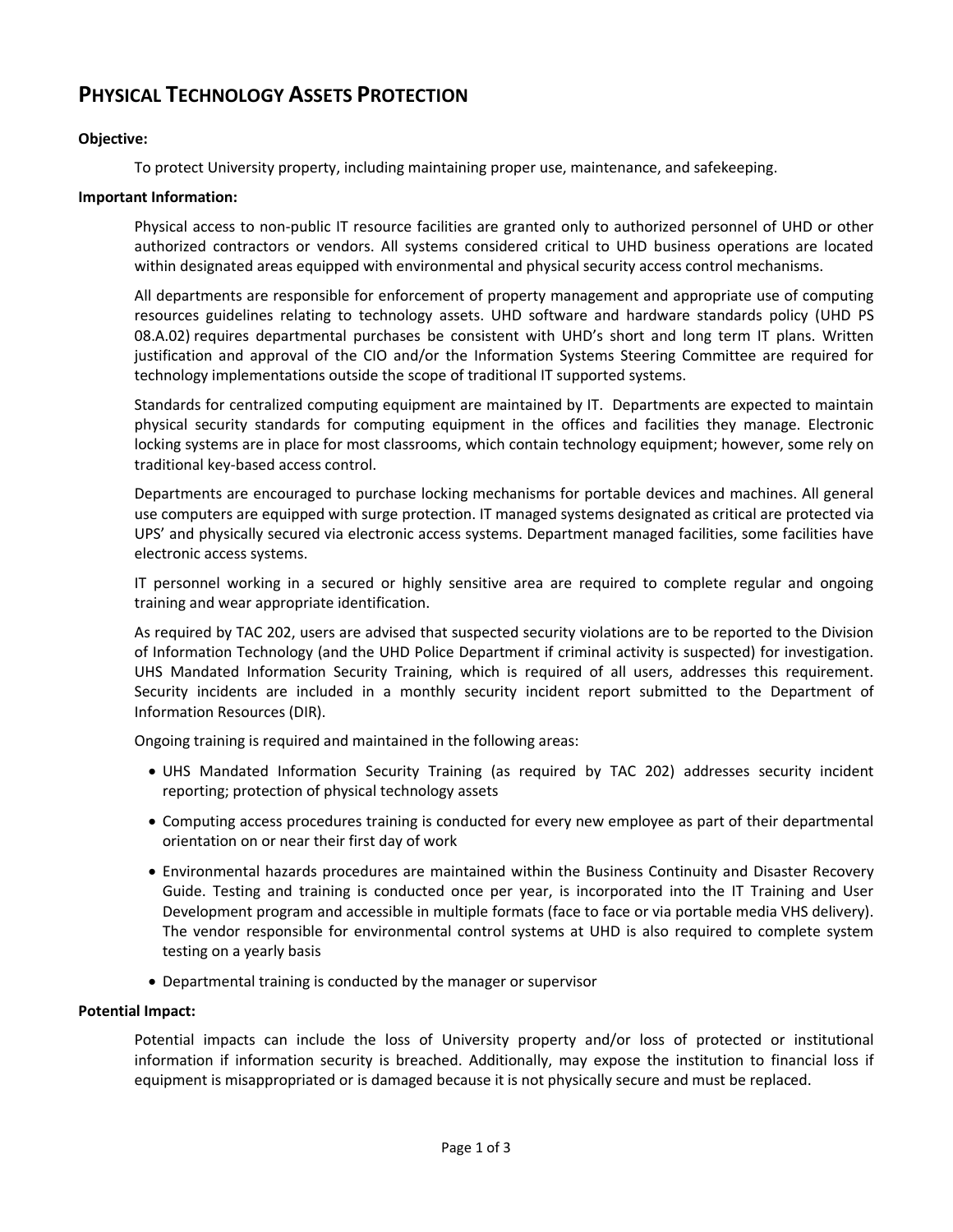# PHYSICAL TECHNOLOGY ASSETS PROTECTION

**Objective:**

To protect University property, including maintaining proper use, maintenance, and safekeeping.

**Important Information:**

Physical access to non-public IT resource facilities are granted only to authorized personnel of UHD or other authorized contractors or vendors. All systems considered critical to UHD business operations are located within designated areas equipped with environmental and physical security access control mechanisms.

All departments are responsible for enforcement of property management and appropriate use of computing resources guidelines relating to technology assets. UHD software and hardware standards policy (UHD PS 08.A.02) requires departmental purchases be consistent with UHD's short and long term IT plans. Written justification and approval of the CIO and/or the Information Systems Steering Committee are required for technology implementations outside the scope of traditional IT supported systems.

Standards for centralized computing equipment are maintained by IT. Departments are expected to maintain physical security standards for computing equipment in the offices and facilities they manage. Electronic locking systems are in place for most classrooms, which contain technology equipment; however, some rely on traditional key-based access control.

Departments are encouraged to purchase locking mechanisms for portable devices and machines. All general use computers are equipped with surge protection. IT managed systems designated as critical are protected via UPS' and physically secured via electronic access systems. Department managed facilities, some facilities have electronic access systems.

IT personnel working in a secured or highly sensitive area are required to complete regular and ongoing training and wear appropriate identification.

As required by TAC 202, users are advised that suspected security violations are to be reported to the Division of Information Technology (and the UHD Police Department if criminal activity is suspected) for investigation. UHS Mandated Information Security Training, which is required of all users, addresses this requirement. Security incidents are included in a monthly security incident report submitted to the Department of Information Resources (DIR).

Ongoing training is required and maintained in the following areas:

- UHS Mandated Information Security Training (as required by TAC 202) addresses security incident reporting; protection of physical technology assets
- Computing access procedures training is conducted for every new employee as part of their departmental orientation on or near their first day of work
- Environmental hazards procedures are maintained within the Business Continuity and Disaster Recovery Guide. Testing and training is conducted once per year, is incorporated into the IT Training and User Development program and accessible in multiple formats (face to face or via portable media VHS delivery). The vendor responsible for environmental control systems at UHD is also required to complete system testing on a yearly basis
- Departmental training is conducted by the manager or supervisor

**Potential Impact:**

Potential impacts can include the loss of University property and/or loss of protected or institutional information if information security is breached. Additionally, may expose the institution to financial loss if equipment is misappropriated or is damaged because it is not physically secure and must be replaced.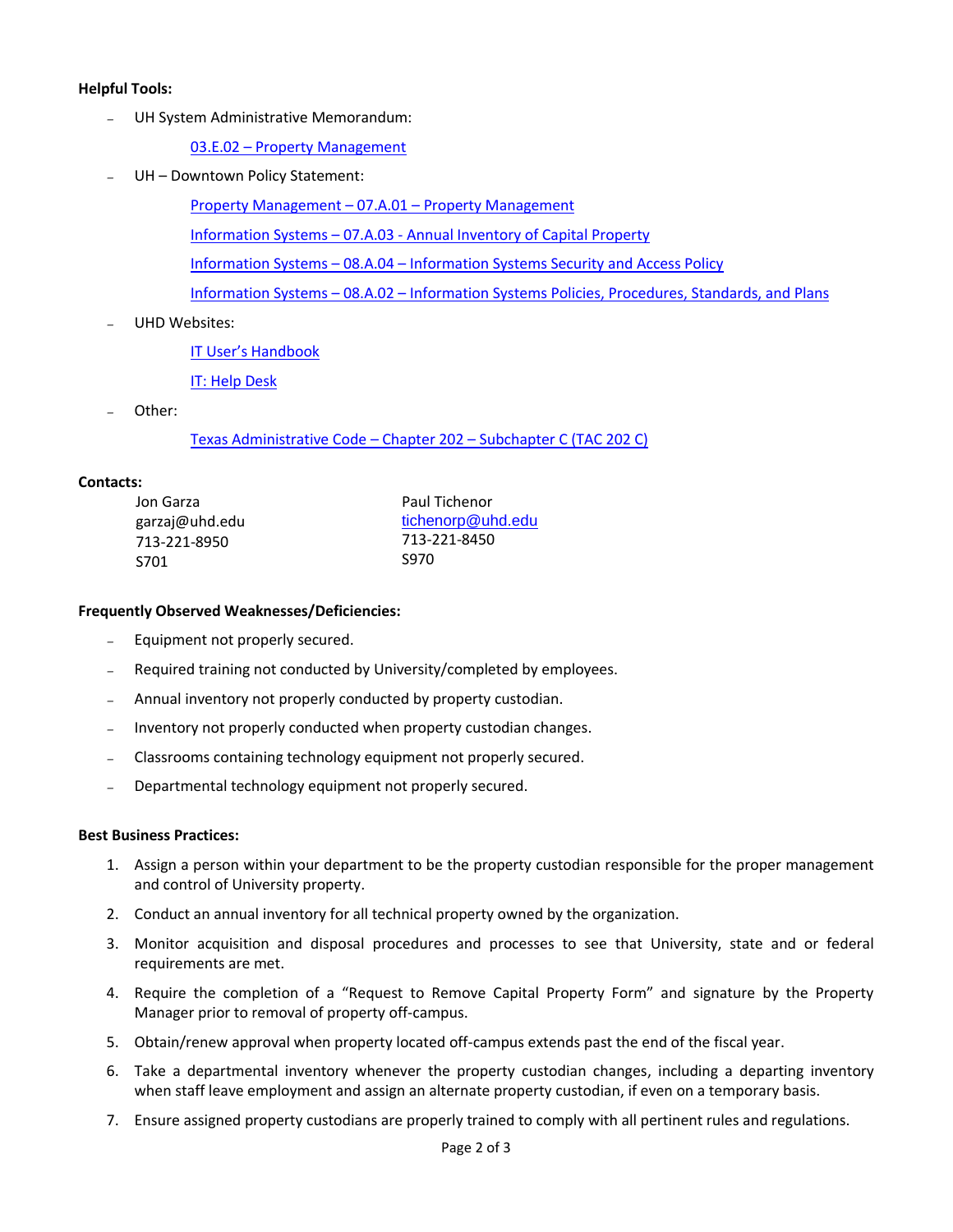**Helpful Tools:**

- UH System Administrative Memorandum:
  - 03.E.02 – Property Management
- UH – Downtown Policy Statement:
  - Property Management – 07.A.01 – Property Management
  - Information Systems – 07.A.03 - Annual Inventory of Capital Property
  - Information Systems – 08.A.04 – Information Systems Security and Access Policy
  - Information Systems – 08.A.02 – Information Systems Policies, Procedures, Standards, and Plans
- UHD Websites:
  - IT User's Handbook
  - IT: Help Desk
- Other:
  - Texas Administrative Code – Chapter 202 – Subchapter C (TAC 202 C)

**Contacts:**

Jon Garza
garzaj@uhd.edu
713-221-8950
S701

Paul Tichenor
tichenorp@uhd.edu
713-221-8450
S970

**Frequently Observed Weaknesses/Deficiencies:**

- Equipment not properly secured.
- Required training not conducted by University/completed by employees.
- Annual inventory not properly conducted by property custodian.
- Inventory not properly conducted when property custodian changes.
- Classrooms containing technology equipment not properly secured.
- Departmental technology equipment not properly secured.

**Best Business Practices:**

1. Assign a person within your department to be the property custodian responsible for the proper management and control of University property.
2. Conduct an annual inventory for all technical property owned by the organization.
3. Monitor acquisition and disposal procedures and processes to see that University, state and or federal requirements are met.
4. Require the completion of a "Request to Remove Capital Property Form" and signature by the Property Manager prior to removal of property off-campus.
5. Obtain/renew approval when property located off-campus extends past the end of the fiscal year.
6. Take a departmental inventory whenever the property custodian changes, including a departing inventory when staff leave employment and assign an alternate property custodian, if even on a temporary basis.
7. Ensure assigned property custodians are properly trained to comply with all pertinent rules and regulations.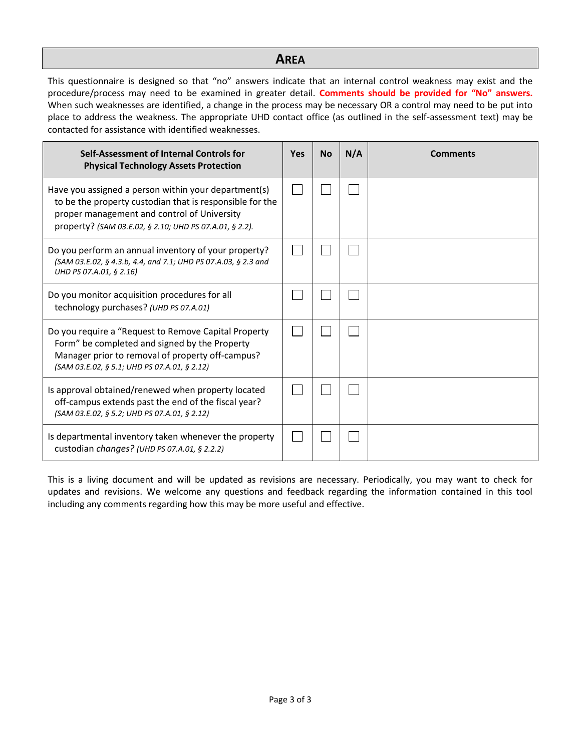## AREA

This questionnaire is designed so that "no" answers indicate that an internal control weakness may exist and the procedure/process may need to be examined in greater detail. **Comments should be provided for "No" answers.** When such weaknesses are identified, a change in the process may be necessary OR a control may need to be put into place to address the weakness. The appropriate UHD contact office (as outlined in the self-assessment text) may be contacted for assistance with identified weaknesses.

| Self-Assessment of Internal Controls for Physical Technology Assets Protection | Yes | No | N/A | Comments |
|---|---|---|---|---|
| Have you assigned a person within your department(s) to be the property custodian that is responsible for the proper management and control of University property? *(SAM 03.E.02, § 2.10; UHD PS 07.A.01, § 2.2).* | ☐ | ☐ | ☐ | |
| Do you perform an annual inventory of your property? *(SAM 03.E.02, § 4.3.b, 4.4, and 7.1; UHD PS 07.A.03, § 2.3 and UHD PS 07.A.01, § 2.16)* | ☐ | ☐ | ☐ | |
| Do you monitor acquisition procedures for all technology purchases? *(UHD PS 07.A.01)* | ☐ | ☐ | ☐ | |
| Do you require a "Request to Remove Capital Property Form" be completed and signed by the Property Manager prior to removal of property off-campus? *(SAM 03.E.02, § 5.1; UHD PS 07.A.01, § 2.12)* | ☐ | ☐ | ☐ | |
| Is approval obtained/renewed when property located off-campus extends past the end of the fiscal year? *(SAM 03.E.02, § 5.2; UHD PS 07.A.01, § 2.12)* | ☐ | ☐ | ☐ | |
| Is departmental inventory taken whenever the property custodian *changes? (UHD PS 07.A.01, § 2.2.2)* | ☐ | ☐ | ☐ | |

This is a living document and will be updated as revisions are necessary. Periodically, you may want to check for updates and revisions. We welcome any questions and feedback regarding the information contained in this tool including any comments regarding how this may be more useful and effective.